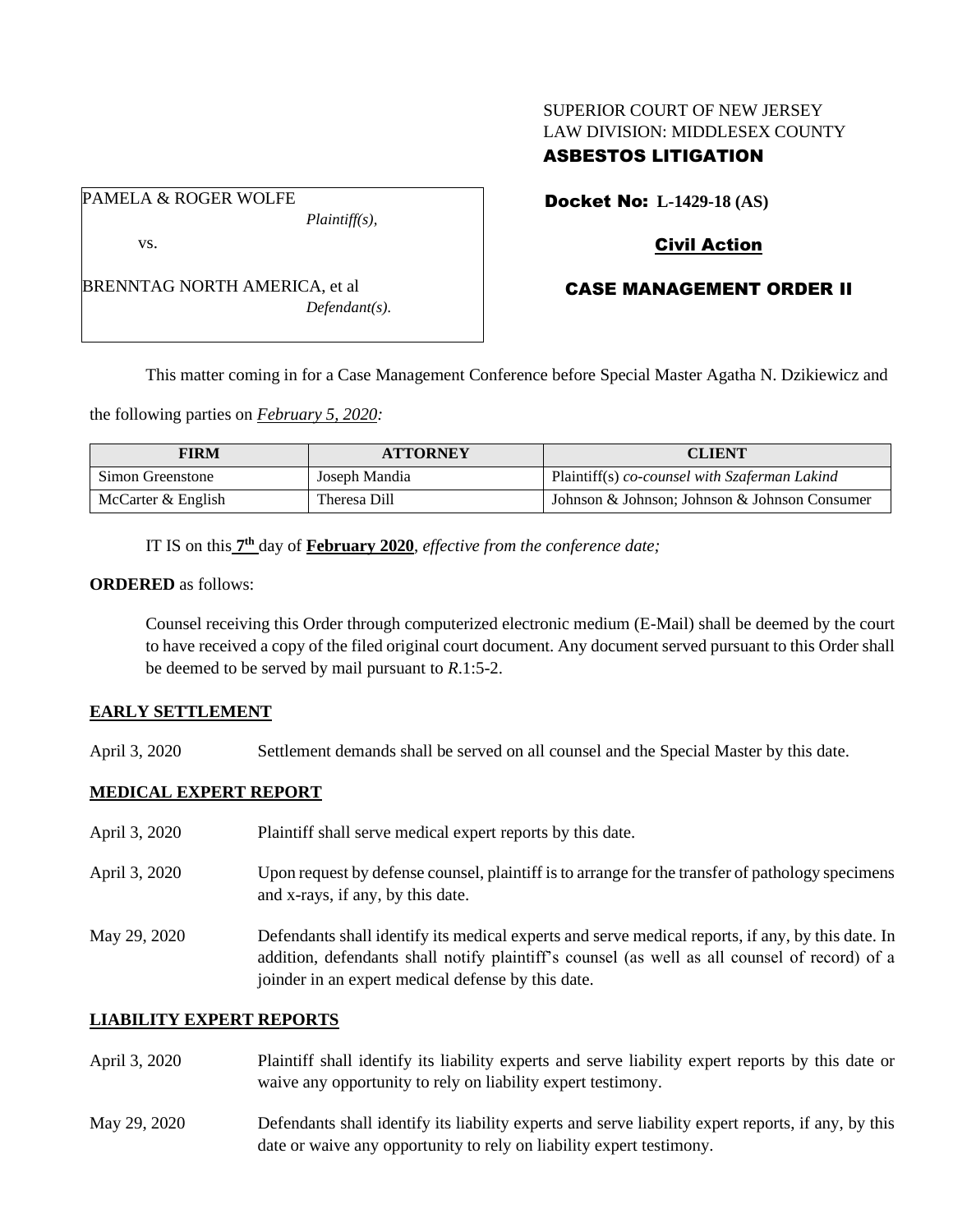SUPERIOR COURT OF NEW JERSEY
LAW DIVISION: MIDDLESEX COUNTY
**ASBESTOS LITIGATION**

PAMELA & ROGER WOLFE
*Plaintiff(s),*

vs.

BRENNTAG NORTH AMERICA, et al
*Defendant(s).*

**Docket No: L-1429-18 (AS)**

**Civil Action**

**CASE MANAGEMENT ORDER II**

This matter coming in for a Case Management Conference before Special Master Agatha N. Dzikiewicz and the following parties on *February 5, 2020:*

| FIRM | ATTORNEY | CLIENT |
|---|---|---|
| Simon Greenstone | Joseph Mandia | Plaintiff(s) *co-counsel with Szaferman Lakind* |
| McCarter & English | Theresa Dill | Johnson & Johnson; Johnson & Johnson Consumer |

IT IS on this **7th** day of **February 2020**, *effective from the conference date;*

**ORDERED** as follows:

Counsel receiving this Order through computerized electronic medium (E-Mail) shall be deemed by the court to have received a copy of the filed original court document. Any document served pursuant to this Order shall be deemed to be served by mail pursuant to *R*.1:5-2.

**EARLY SETTLEMENT**

April 3, 2020 Settlement demands shall be served on all counsel and the Special Master by this date.

**MEDICAL EXPERT REPORT**

April 3, 2020 Plaintiff shall serve medical expert reports by this date.

April 3, 2020 Upon request by defense counsel, plaintiff is to arrange for the transfer of pathology specimens and x-rays, if any, by this date.

May 29, 2020 Defendants shall identify its medical experts and serve medical reports, if any, by this date. In addition, defendants shall notify plaintiff's counsel (as well as all counsel of record) of a joinder in an expert medical defense by this date.

**LIABILITY EXPERT REPORTS**

April 3, 2020 Plaintiff shall identify its liability experts and serve liability expert reports by this date or waive any opportunity to rely on liability expert testimony.

May 29, 2020 Defendants shall identify its liability experts and serve liability expert reports, if any, by this date or waive any opportunity to rely on liability expert testimony.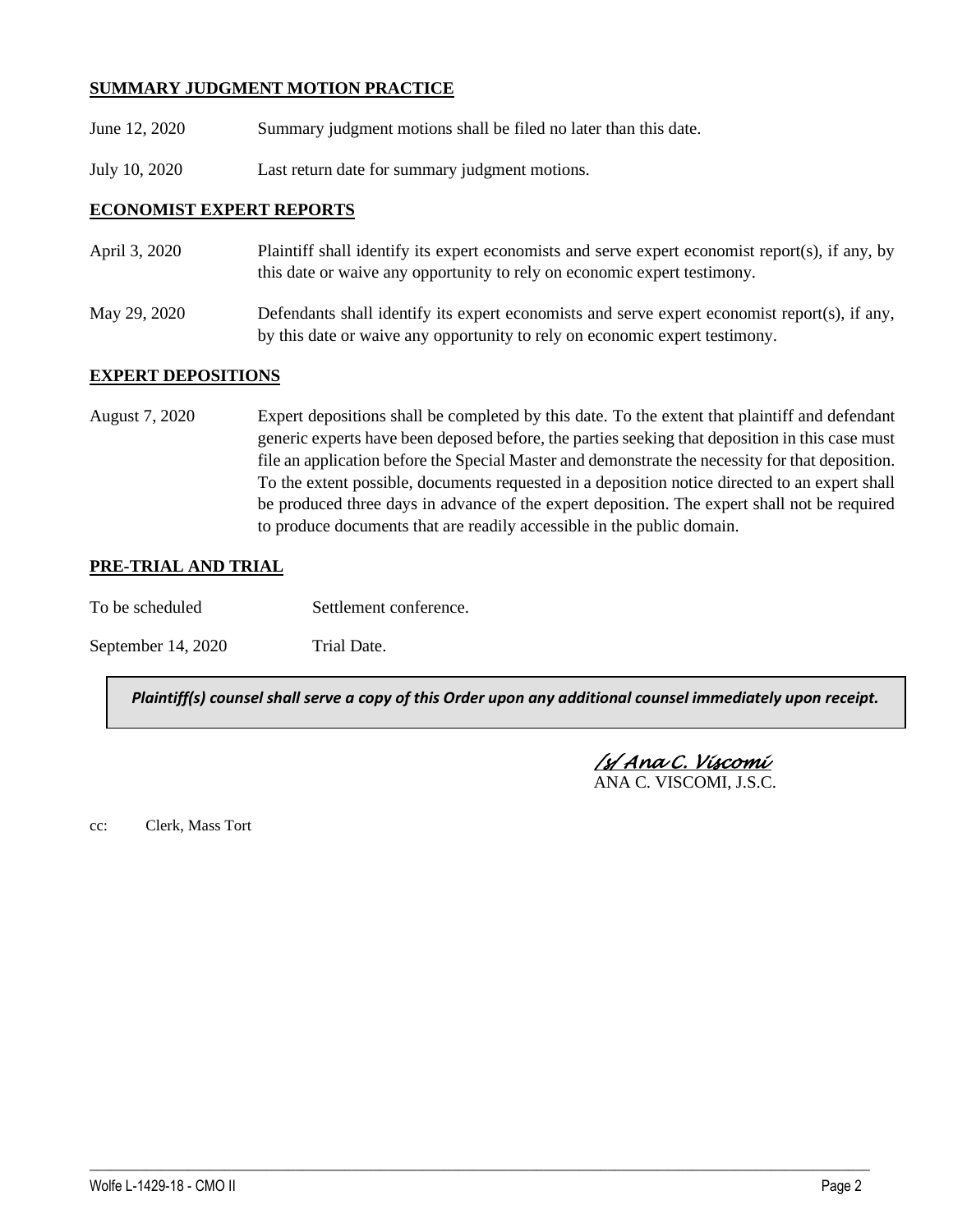**SUMMARY JUDGMENT MOTION PRACTICE**

| | |
|---|---|
| June 12, 2020 | Summary judgment motions shall be filed no later than this date. |
| July 10, 2020 | Last return date for summary judgment motions. |

**ECONOMIST EXPERT REPORTS**

| | |
|---|---|
| April 3, 2020 | Plaintiff shall identify its expert economists and serve expert economist report(s), if any, by this date or waive any opportunity to rely on economic expert testimony. |
| May 29, 2020 | Defendants shall identify its expert economists and serve expert economist report(s), if any, by this date or waive any opportunity to rely on economic expert testimony. |

**EXPERT DEPOSITIONS**

| | |
|---|---|
| August 7, 2020 | Expert depositions shall be completed by this date. To the extent that plaintiff and defendant generic experts have been deposed before, the parties seeking that deposition in this case must file an application before the Special Master and demonstrate the necessity for that deposition. To the extent possible, documents requested in a deposition notice directed to an expert shall be produced three days in advance of the expert deposition. The expert shall not be required to produce documents that are readily accessible in the public domain. |

**PRE-TRIAL AND TRIAL**

| | |
|---|---|
| To be scheduled | Settlement conference. |
| September 14, 2020 | Trial Date. |

***Plaintiff(s) counsel shall serve a copy of this Order upon any additional counsel immediately upon receipt.***

/s/ Ana C. Viscomi
ANA C. VISCOMI, J.S.C.

cc: Clerk, Mass Tort